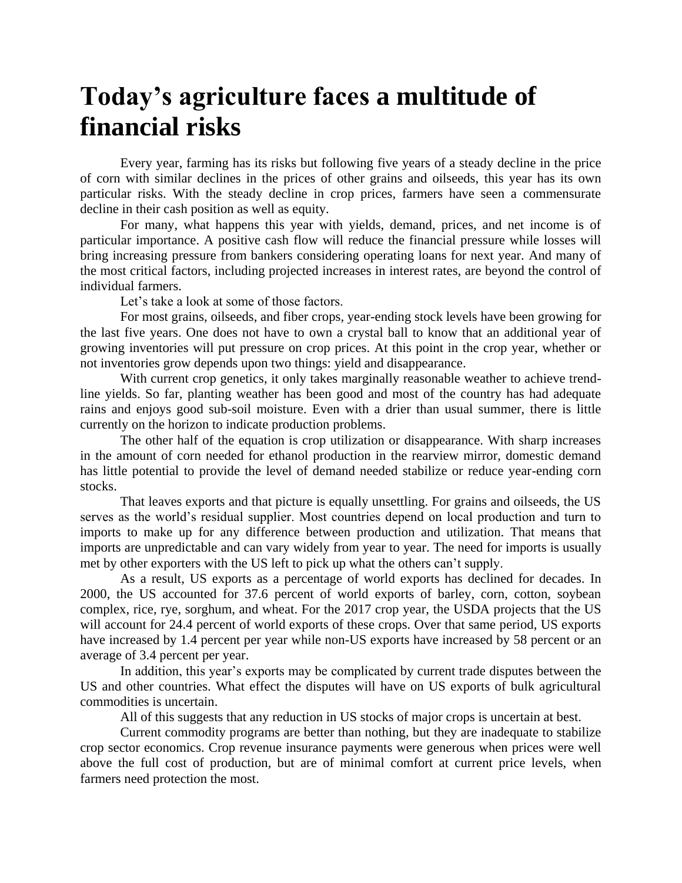# Today's agriculture faces a multitude of financial risks

Every year, farming has its risks but following five years of a steady decline in the price of corn with similar declines in the prices of other grains and oilseeds, this year has its own particular risks. With the steady decline in crop prices, farmers have seen a commensurate decline in their cash position as well as equity.

For many, what happens this year with yields, demand, prices, and net income is of particular importance. A positive cash flow will reduce the financial pressure while losses will bring increasing pressure from bankers considering operating loans for next year. And many of the most critical factors, including projected increases in interest rates, are beyond the control of individual farmers.

Let's take a look at some of those factors.

For most grains, oilseeds, and fiber crops, year-ending stock levels have been growing for the last five years. One does not have to own a crystal ball to know that an additional year of growing inventories will put pressure on crop prices. At this point in the crop year, whether or not inventories grow depends upon two things: yield and disappearance.

With current crop genetics, it only takes marginally reasonable weather to achieve trend-line yields. So far, planting weather has been good and most of the country has had adequate rains and enjoys good sub-soil moisture. Even with a drier than usual summer, there is little currently on the horizon to indicate production problems.

The other half of the equation is crop utilization or disappearance. With sharp increases in the amount of corn needed for ethanol production in the rearview mirror, domestic demand has little potential to provide the level of demand needed stabilize or reduce year-ending corn stocks.

That leaves exports and that picture is equally unsettling. For grains and oilseeds, the US serves as the world's residual supplier. Most countries depend on local production and turn to imports to make up for any difference between production and utilization. That means that imports are unpredictable and can vary widely from year to year. The need for imports is usually met by other exporters with the US left to pick up what the others can't supply.

As a result, US exports as a percentage of world exports has declined for decades. In 2000, the US accounted for 37.6 percent of world exports of barley, corn, cotton, soybean complex, rice, rye, sorghum, and wheat. For the 2017 crop year, the USDA projects that the US will account for 24.4 percent of world exports of these crops. Over that same period, US exports have increased by 1.4 percent per year while non-US exports have increased by 58 percent or an average of 3.4 percent per year.

In addition, this year's exports may be complicated by current trade disputes between the US and other countries. What effect the disputes will have on US exports of bulk agricultural commodities is uncertain.

All of this suggests that any reduction in US stocks of major crops is uncertain at best.

Current commodity programs are better than nothing, but they are inadequate to stabilize crop sector economics. Crop revenue insurance payments were generous when prices were well above the full cost of production, but are of minimal comfort at current price levels, when farmers need protection the most.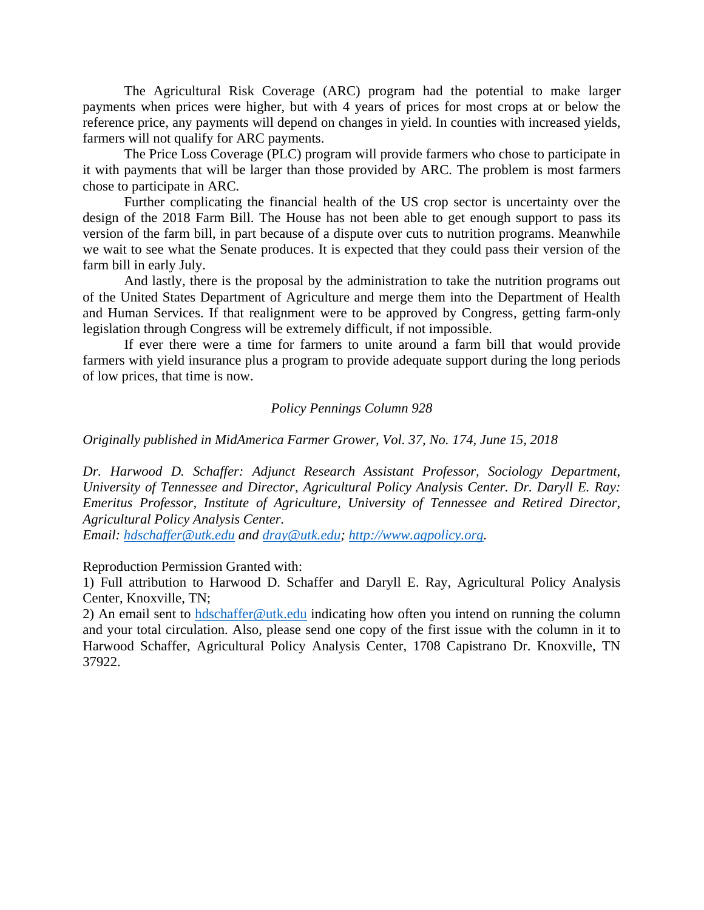The Agricultural Risk Coverage (ARC) program had the potential to make larger payments when prices were higher, but with 4 years of prices for most crops at or below the reference price, any payments will depend on changes in yield. In counties with increased yields, farmers will not qualify for ARC payments.

The Price Loss Coverage (PLC) program will provide farmers who chose to participate in it with payments that will be larger than those provided by ARC. The problem is most farmers chose to participate in ARC.

Further complicating the financial health of the US crop sector is uncertainty over the design of the 2018 Farm Bill. The House has not been able to get enough support to pass its version of the farm bill, in part because of a dispute over cuts to nutrition programs. Meanwhile we wait to see what the Senate produces. It is expected that they could pass their version of the farm bill in early July.

And lastly, there is the proposal by the administration to take the nutrition programs out of the United States Department of Agriculture and merge them into the Department of Health and Human Services. If that realignment were to be approved by Congress, getting farm-only legislation through Congress will be extremely difficult, if not impossible.

If ever there were a time for farmers to unite around a farm bill that would provide farmers with yield insurance plus a program to provide adequate support during the long periods of low prices, that time is now.

*Policy Pennings Column 928*

*Originally published in MidAmerica Farmer Grower, Vol. 37, No. 174, June 15, 2018*

*Dr. Harwood D. Schaffer: Adjunct Research Assistant Professor, Sociology Department, University of Tennessee and Director, Agricultural Policy Analysis Center. Dr. Daryll E. Ray: Emeritus Professor, Institute of Agriculture, University of Tennessee and Retired Director, Agricultural Policy Analysis Center.*
*Email: hdschaffer@utk.edu and dray@utk.edu; http://www.agpolicy.org.*

Reproduction Permission Granted with:
1) Full attribution to Harwood D. Schaffer and Daryll E. Ray, Agricultural Policy Analysis Center, Knoxville, TN;
2) An email sent to hdschaffer@utk.edu indicating how often you intend on running the column and your total circulation. Also, please send one copy of the first issue with the column in it to Harwood Schaffer, Agricultural Policy Analysis Center, 1708 Capistrano Dr. Knoxville, TN 37922.